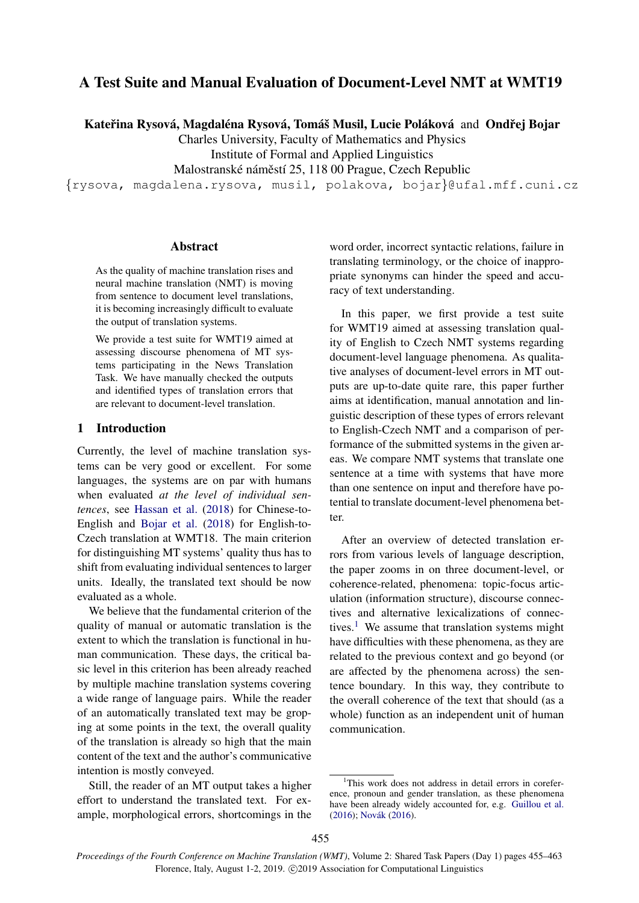# A Test Suite and Manual Evaluation of Document-Level NMT at WMT19

**Kateřina Rysová, Magdaléna Rysová, Tomáš Musil, Lucie Poláková** and **Ondřej Bojar**

Charles University, Faculty of Mathematics and Physics
Institute of Formal and Applied Linguistics
Malostranské náměstí 25, 118 00 Prague, Czech Republic
{rysova, magdalena.rysova, musil, polakova, bojar}@ufal.mff.cuni.cz

## Abstract

As the quality of machine translation rises and neural machine translation (NMT) is moving from sentence to document level translations, it is becoming increasingly difficult to evaluate the output of translation systems.

We provide a test suite for WMT19 aimed at assessing discourse phenomena of MT systems participating in the News Translation Task. We have manually checked the outputs and identified types of translation errors that are relevant to document-level translation.

## 1 Introduction

Currently, the level of machine translation systems can be very good or excellent. For some languages, the systems are on par with humans when evaluated *at the level of individual sentences*, see Hassan et al. (2018) for Chinese-to-English and Bojar et al. (2018) for English-to-Czech translation at WMT18. The main criterion for distinguishing MT systems' quality thus has to shift from evaluating individual sentences to larger units. Ideally, the translated text should be now evaluated as a whole.

We believe that the fundamental criterion of the quality of manual or automatic translation is the extent to which the translation is functional in human communication. These days, the critical basic level in this criterion has been already reached by multiple machine translation systems covering a wide range of language pairs. While the reader of an automatically translated text may be groping at some points in the text, the overall quality of the translation is already so high that the main content of the text and the author's communicative intention is mostly conveyed.

Still, the reader of an MT output takes a higher effort to understand the translated text. For example, morphological errors, shortcomings in the word order, incorrect syntactic relations, failure in translating terminology, or the choice of inappropriate synonyms can hinder the speed and accuracy of text understanding.

In this paper, we first provide a test suite for WMT19 aimed at assessing translation quality of English to Czech NMT systems regarding document-level language phenomena. As qualitative analyses of document-level errors in MT outputs are up-to-date quite rare, this paper further aims at identification, manual annotation and linguistic description of these types of errors relevant to English-Czech NMT and a comparison of performance of the submitted systems in the given areas. We compare NMT systems that translate one sentence at a time with systems that have more than one sentence on input and therefore have potential to translate document-level phenomena better.

After an overview of detected translation errors from various levels of language description, the paper zooms in on three document-level, or coherence-related, phenomena: topic-focus articulation (information structure), discourse connectives and alternative lexicalizations of connectives.[1] We assume that translation systems might have difficulties with these phenomena, as they are related to the previous context and go beyond (or are affected by the phenomena across) the sentence boundary. In this way, they contribute to the overall coherence of the text that should (as a whole) function as an independent unit of human communication.

[1] This work does not address in detail errors in coreference, pronoun and gender translation, as these phenomena have been already widely accounted for, e.g. Guillou et al. (2016); Novák (2016).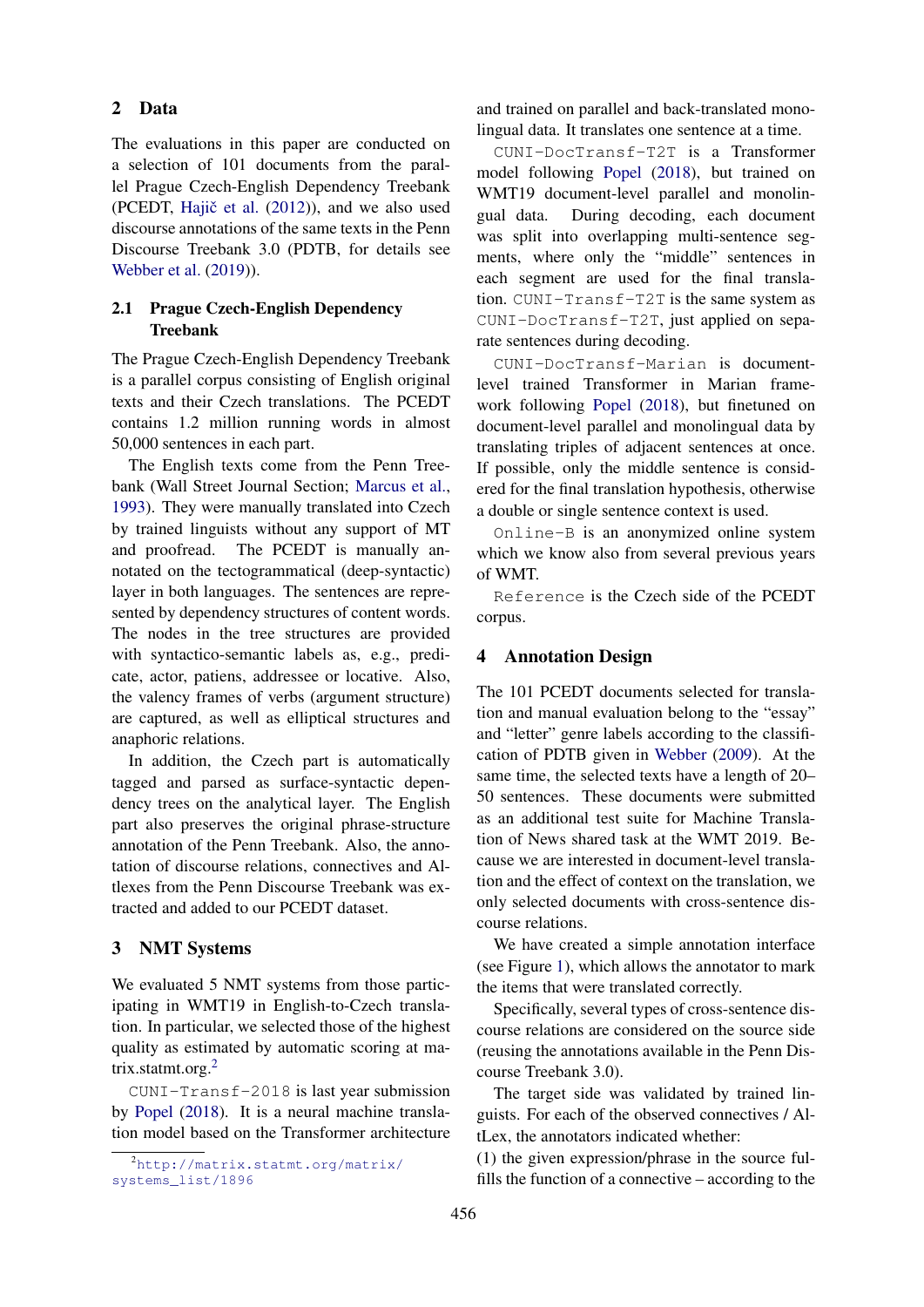## 2 Data

The evaluations in this paper are conducted on a selection of 101 documents from the parallel Prague Czech-English Dependency Treebank (PCEDT, Hajič et al. (2012)), and we also used discourse annotations of the same texts in the Penn Discourse Treebank 3.0 (PDTB, for details see Webber et al. (2019)).

### 2.1 Prague Czech-English Dependency Treebank

The Prague Czech-English Dependency Treebank is a parallel corpus consisting of English original texts and their Czech translations. The PCEDT contains 1.2 million running words in almost 50,000 sentences in each part.

The English texts come from the Penn Treebank (Wall Street Journal Section; Marcus et al., 1993). They were manually translated into Czech by trained linguists without any support of MT and proofread. The PCEDT is manually annotated on the tectogrammatical (deep-syntactic) layer in both languages. The sentences are represented by dependency structures of content words. The nodes in the tree structures are provided with syntactico-semantic labels as, e.g., predicate, actor, patiens, addressee or locative. Also, the valency frames of verbs (argument structure) are captured, as well as elliptical structures and anaphoric relations.

In addition, the Czech part is automatically tagged and parsed as surface-syntactic dependency trees on the analytical layer. The English part also preserves the original phrase-structure annotation of the Penn Treebank. Also, the annotation of discourse relations, connectives and AltLexes from the Penn Discourse Treebank was extracted and added to our PCEDT dataset.

## 3 NMT Systems

We evaluated 5 NMT systems from those participating in WMT19 in English-to-Czech translation. In particular, we selected those of the highest quality as estimated by automatic scoring at matrix.statmt.org.[2]

`CUNI-Transf-2018` is last year submission by Popel (2018). It is a neural machine translation model based on the Transformer architecture and trained on parallel and back-translated monolingual data. It translates one sentence at a time.

`CUNI-DocTransf-T2T` is a Transformer model following Popel (2018), but trained on WMT19 document-level parallel and monolingual data. During decoding, each document was split into overlapping multi-sentence segments, where only the "middle" sentences in each segment are used for the final translation. `CUNI-Transf-T2T` is the same system as `CUNI-DocTransf-T2T`, just applied on separate sentences during decoding.

`CUNI-DocTransf-Marian` is document-level trained Transformer in Marian framework following Popel (2018), but finetuned on document-level parallel and monolingual data by translating triples of adjacent sentences at once. If possible, only the middle sentence is considered for the final translation hypothesis, otherwise a double or single sentence context is used.

`Online-B` is an anonymized online system which we know also from several previous years of WMT.

`Reference` is the Czech side of the PCEDT corpus.

[2] http://matrix.statmt.org/matrix/systems_list/1896

## 4 Annotation Design

The 101 PCEDT documents selected for translation and manual evaluation belong to the "essay" and "letter" genre labels according to the classification of PDTB given in Webber (2009). At the same time, the selected texts have a length of 20–50 sentences. These documents were submitted as an additional test suite for Machine Translation of News shared task at the WMT 2019. Because we are interested in document-level translation and the effect of context on the translation, we only selected documents with cross-sentence discourse relations.

We have created a simple annotation interface (see Figure 1), which allows the annotator to mark the items that were translated correctly.

Specifically, several types of cross-sentence discourse relations are considered on the source side (reusing the annotations available in the Penn Discourse Treebank 3.0).

The target side was validated by trained linguists. For each of the observed connectives / AltLex, the annotators indicated whether:

(1) the given expression/phrase in the source fulfills the function of a connective – according to the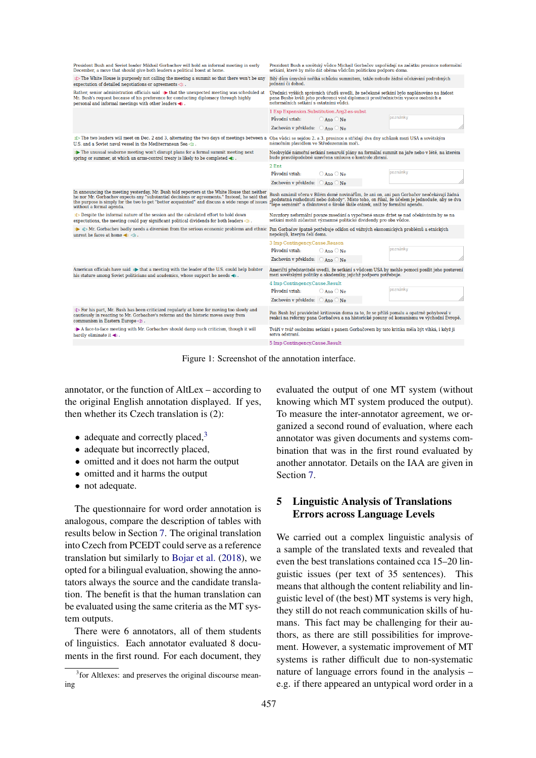Figure 1: Screenshot of the annotation interface.

annotator, or the function of AltLex – according to the original English annotation displayed. If yes, then whether its Czech translation is (2):

- adequate and correctly placed,[3]
- adequate but incorrectly placed,
- omitted and it does not harm the output
- omitted and it harms the output
- not adequate.

The questionnaire for word order annotation is analogous, compare the description of tables with results below in Section 7. The original translation into Czech from PCEDT could serve as a reference translation but similarly to Bojar et al. (2018), we opted for a bilingual evaluation, showing the annotators always the source and the candidate translation. The benefit is that the human translation can be evaluated using the same criteria as the MT system outputs.

There were 6 annotators, all of them students of linguistics. Each annotator evaluated 8 documents in the first round. For each document, they evaluated the output of one MT system (without knowing which MT system produced the output). To measure the inter-annotator agreement, we organized a second round of evaluation, where each annotator was given documents and systems combination that was in the first round evaluated by another annotator. Details on the IAA are given in Section 7.

[3]for Altlexes: and preserves the original discourse meaning

## 5 Linguistic Analysis of Translations Errors across Language Levels

We carried out a complex linguistic analysis of a sample of the translated texts and revealed that even the best translations contained cca 15–20 linguistic issues (per text of 35 sentences). This means that although the content reliability and linguistic level of (the best) MT systems is very high, they still do not reach communication skills of humans. This fact may be challenging for their authors, as there are still possibilities for improvement. However, a systematic improvement of MT systems is rather difficult due to non-systematic nature of language errors found in the analysis – e.g. if there appeared an untypical word order in a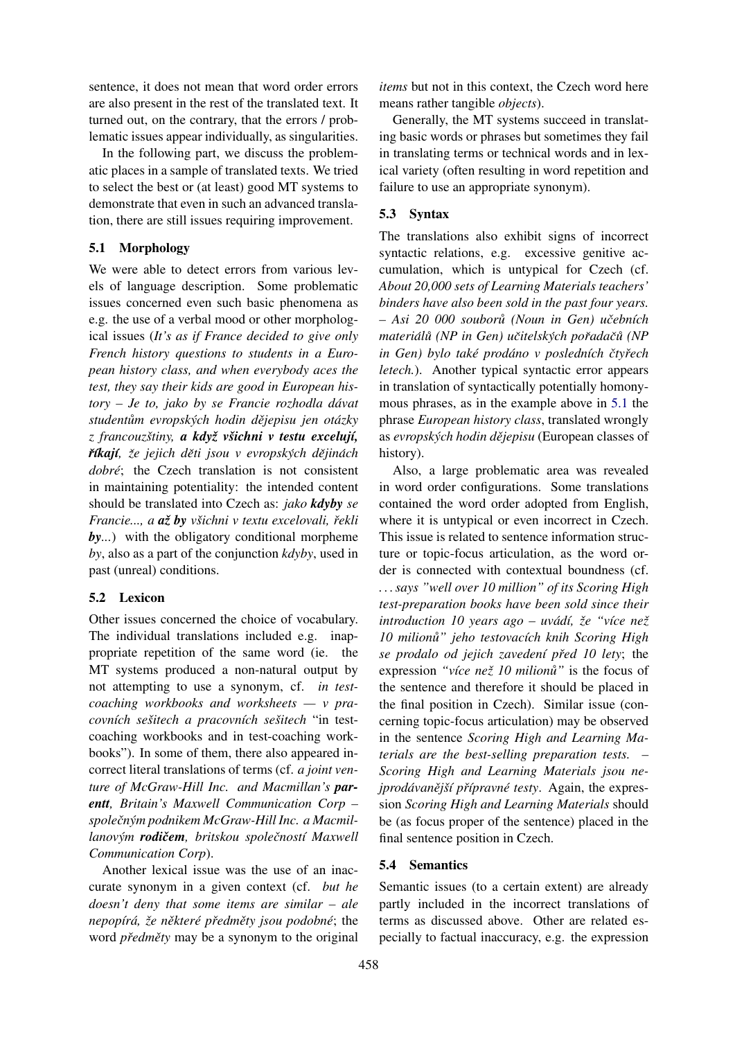sentence, it does not mean that word order errors are also present in the rest of the translated text. It turned out, on the contrary, that the errors / problematic issues appear individually, as singularities.

In the following part, we discuss the problematic places in a sample of translated texts. We tried to select the best or (at least) good MT systems to demonstrate that even in such an advanced translation, there are still issues requiring improvement.

### 5.1 Morphology

We were able to detect errors from various levels of language description. Some problematic issues concerned even such basic phenomena as e.g. the use of a verbal mood or other morphological issues (*It's as if France decided to give only French history questions to students in a European history class, and when everybody aces the test, they say their kids are good in European history – Je to, jako by se Francie rozhodla dávat studentům evropských hodin dějepisu jen otázky z francouzštiny, **a když všichni v testu excelují, říkají**, že jejich děti jsou v evropských dějinách dobré*; the Czech translation is not consistent in maintaining potentiality: the intended content should be translated into Czech as: *jako **kdyby** se Francie..., a **až by** všichni v textu excelovali, řekli **by**...*) with the obligatory conditional morpheme *by*, also as a part of the conjunction *kdyby*, used in past (unreal) conditions.

### 5.2 Lexicon

Other issues concerned the choice of vocabulary. The individual translations included e.g. inappropriate repetition of the same word (ie. the MT systems produced a non-natural output by not attempting to use a synonym, cf. *in test-coaching workbooks and worksheets — v pracovních sešitech a pracovních sešitech* "in test-coaching workbooks and in test-coaching workbooks"). In some of them, there also appeared incorrect literal translations of terms (cf. *a joint venture of McGraw-Hill Inc. and Macmillan's **parentt**, Britain's Maxwell Communication Corp – společným podnikem McGraw-Hill Inc. a Macmillanovým **rodičem**, britskou společností Maxwell Communication Corp*).

Another lexical issue was the use of an inaccurate synonym in a given context (cf. *but he doesn't deny that some items are similar – ale nepopírá, že některé předměty jsou podobné*; the word *předměty* may be a synonym to the original *items* but not in this context, the Czech word here means rather tangible *objects*).

Generally, the MT systems succeed in translating basic words or phrases but sometimes they fail in translating terms or technical words and in lexical variety (often resulting in word repetition and failure to use an appropriate synonym).

### 5.3 Syntax

The translations also exhibit signs of incorrect syntactic relations, e.g. excessive genitive accumulation, which is untypical for Czech (cf. *About 20,000 sets of Learning Materials teachers' binders have also been sold in the past four years. – Asi 20 000 souborů (Noun in Gen) učebních materiálů (NP in Gen) učitelských pořadačů (NP in Gen) bylo také prodáno v posledních čtyřech letech.*). Another typical syntactic error appears in translation of syntactically potentially homonymous phrases, as in the example above in 5.1 the phrase *European history class*, translated wrongly as *evropských hodin dějepisu* (European classes of history).

Also, a large problematic area was revealed in word order configurations. Some translations contained the word order adopted from English, where it is untypical or even incorrect in Czech. This issue is related to sentence information structure or topic-focus articulation, as the word order is connected with contextual boundness (cf. *. . . says "well over 10 million" of its Scoring High test-preparation books have been sold since their introduction 10 years ago – uvádí, že "více než 10 milionů" jeho testovacích knih Scoring High se prodalo od jejich zavedení před 10 lety*; the expression *"více než 10 milionů"* is the focus of the sentence and therefore it should be placed in the final position in Czech). Similar issue (concerning topic-focus articulation) may be observed in the sentence *Scoring High and Learning Materials are the best-selling preparation tests. – Scoring High and Learning Materials jsou nejprodávanější přípravné testy*. Again, the expression *Scoring High and Learning Materials* should be (as focus proper of the sentence) placed in the final sentence position in Czech.

### 5.4 Semantics

Semantic issues (to a certain extent) are already partly included in the incorrect translations of terms as discussed above. Other are related especially to factual inaccuracy, e.g. the expression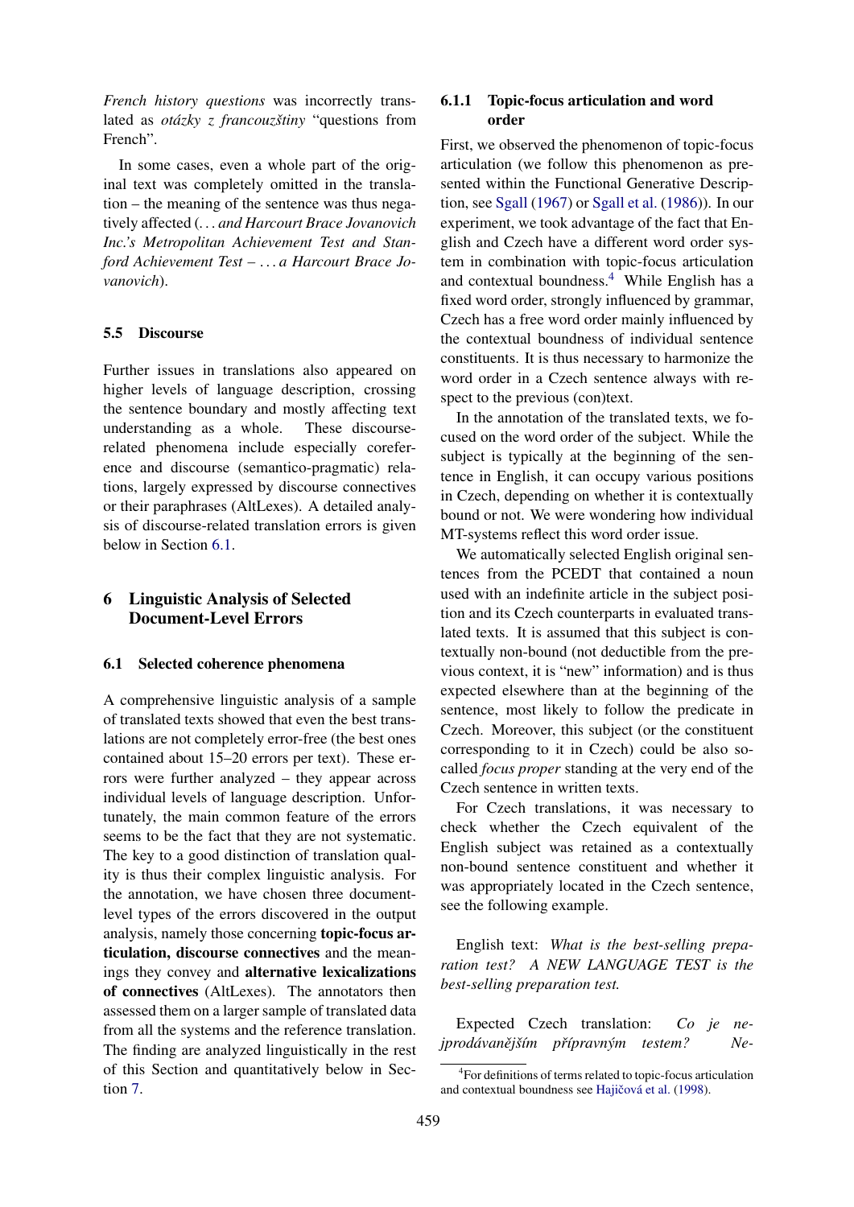*French history questions* was incorrectly translated as *otázky z francouzštiny* "questions from French".

In some cases, even a whole part of the original text was completely omitted in the translation – the meaning of the sentence was thus negatively affected (*. . . and Harcourt Brace Jovanovich Inc.'s Metropolitan Achievement Test and Stanford Achievement Test – . . . a Harcourt Brace Jovanovich*).

### 5.5 Discourse

Further issues in translations also appeared on higher levels of language description, crossing the sentence boundary and mostly affecting text understanding as a whole. These discourse-related phenomena include especially coreference and discourse (semantico-pragmatic) relations, largely expressed by discourse connectives or their paraphrases (AltLexes). A detailed analysis of discourse-related translation errors is given below in Section 6.1.

## 6 Linguistic Analysis of Selected Document-Level Errors

### 6.1 Selected coherence phenomena

A comprehensive linguistic analysis of a sample of translated texts showed that even the best translations are not completely error-free (the best ones contained about 15–20 errors per text). These errors were further analyzed – they appear across individual levels of language description. Unfortunately, the main common feature of the errors seems to be the fact that they are not systematic. The key to a good distinction of translation quality is thus their complex linguistic analysis. For the annotation, we have chosen three document-level types of the errors discovered in the output analysis, namely those concerning **topic-focus articulation, discourse connectives** and the meanings they convey and **alternative lexicalizations of connectives** (AltLexes). The annotators then assessed them on a larger sample of translated data from all the systems and the reference translation. The finding are analyzed linguistically in the rest of this Section and quantitatively below in Section 7.

#### 6.1.1 Topic-focus articulation and word order

First, we observed the phenomenon of topic-focus articulation (we follow this phenomenon as presented within the Functional Generative Description, see Sgall (1967) or Sgall et al. (1986)). In our experiment, we took advantage of the fact that English and Czech have a different word order system in combination with topic-focus articulation and contextual boundness.[4] While English has a fixed word order, strongly influenced by grammar, Czech has a free word order mainly influenced by the contextual boundness of individual sentence constituents. It is thus necessary to harmonize the word order in a Czech sentence always with respect to the previous (con)text.

In the annotation of the translated texts, we focused on the word order of the subject. While the subject is typically at the beginning of the sentence in English, it can occupy various positions in Czech, depending on whether it is contextually bound or not. We were wondering how individual MT-systems reflect this word order issue.

We automatically selected English original sentences from the PCEDT that contained a noun used with an indefinite article in the subject position and its Czech counterparts in evaluated translated texts. It is assumed that this subject is contextually non-bound (not deductible from the previous context, it is "new" information) and is thus expected elsewhere than at the beginning of the sentence, most likely to follow the predicate in Czech. Moreover, this subject (or the constituent corresponding to it in Czech) could be also so-called *focus proper* standing at the very end of the Czech sentence in written texts.

For Czech translations, it was necessary to check whether the Czech equivalent of the English subject was retained as a contextually non-bound sentence constituent and whether it was appropriately located in the Czech sentence, see the following example.

English text: *What is the best-selling preparation test? A NEW LANGUAGE TEST is the best-selling preparation test.*

Expected Czech translation: *Co je nejprodávanějším přípravným testem? Ne-*

[4] For definitions of terms related to topic-focus articulation and contextual boundness see Hajičová et al. (1998).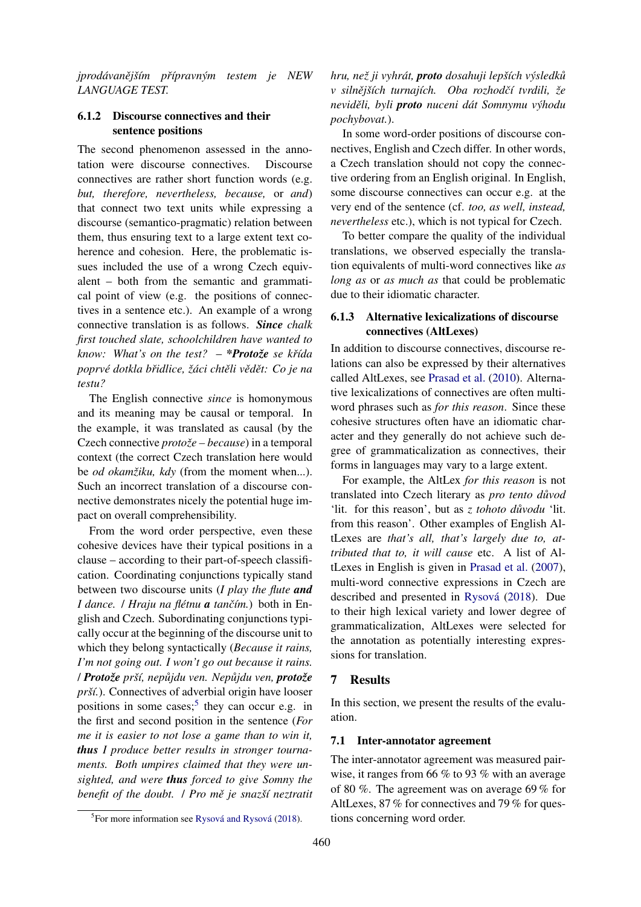*jprodávanějším přípravným testem je NEW LANGUAGE TEST.*

### 6.1.2 Discourse connectives and their sentence positions

The second phenomenon assessed in the annotation were discourse connectives. Discourse connectives are rather short function words (e.g. *but, therefore, nevertheless, because,* or *and*) that connect two text units while expressing a discourse (semantico-pragmatic) relation between them, thus ensuring text to a large extent text coherence and cohesion. Here, the problematic issues included the use of a wrong Czech equivalent – both from the semantic and grammatical point of view (e.g. the positions of connectives in a sentence etc.). An example of a wrong connective translation is as follows. ***Since** chalk first touched slate, schoolchildren have wanted to know: What's on the test? – ***Protože** se křída poprvé dotkla břidlice, žáci chtěli vědět: Co je na testu?*

The English connective *since* is homonymous and its meaning may be causal or temporal. In the example, it was translated as causal (by the Czech connective *protože – because*) in a temporal context (the correct Czech translation here would be *od okamžiku, kdy* (from the moment when...). Such an incorrect translation of a discourse connective demonstrates nicely the potential huge impact on overall comprehensibility.

From the word order perspective, even these cohesive devices have their typical positions in a clause – according to their part-of-speech classification. Coordinating conjunctions typically stand between two discourse units (*I play the flute **and** I dance. / Hraju na flétnu **a** tančím.*) both in English and Czech. Subordinating conjunctions typically occur at the beginning of the discourse unit to which they belong syntactically (*Because it rains, I'm not going out. I won't go out because it rains. / **Protože** prší, nepůjdu ven. Nepůjdu ven, **protože** prší.*). Connectives of adverbial origin have looser positions in some cases;[5] they can occur e.g. in the first and second position in the sentence (*For me it is easier to not lose a game than to win it, **thus** I produce better results in stronger tournaments. Both umpires claimed that they were unsighted, and were **thus** forced to give Somny the benefit of the doubt. / Pro mě je snazší neztratit hru, než ji vyhrát, **proto** dosahuji lepších výsledků v silnějších turnajích. Oba rozhodčí tvrdili, že neviděli, byli **proto** nuceni dát Somnymu výhodu pochybovat.*).

In some word-order positions of discourse connectives, English and Czech differ. In other words, a Czech translation should not copy the connective ordering from an English original. In English, some discourse connectives can occur e.g. at the very end of the sentence (cf. *too, as well, instead, nevertheless* etc.), which is not typical for Czech.

To better compare the quality of the individual translations, we observed especially the translation equivalents of multi-word connectives like *as long as* or *as much as* that could be problematic due to their idiomatic character.

[5] For more information see Rysová and Rysová (2018).

### 6.1.3 Alternative lexicalizations of discourse connectives (AltLexes)

In addition to discourse connectives, discourse relations can also be expressed by their alternatives called AltLexes, see Prasad et al. (2010). Alternative lexicalizations of connectives are often multiword phrases such as *for this reason*. Since these cohesive structures often have an idiomatic character and they generally do not achieve such degree of grammaticalization as connectives, their forms in languages may vary to a large extent.

For example, the AltLex *for this reason* is not translated into Czech literary as *pro tento důvod* 'lit. for this reason', but as *z tohoto důvodu* 'lit. from this reason'. Other examples of English AltLexes are *that's all, that's largely due to, attributed that to, it will cause* etc. A list of AltLexes in English is given in Prasad et al. (2007), multi-word connective expressions in Czech are described and presented in Rysová (2018). Due to their high lexical variety and lower degree of grammaticalization, AltLexes were selected for the annotation as potentially interesting expressions for translation.

## 7 Results

In this section, we present the results of the evaluation.

### 7.1 Inter-annotator agreement

The inter-annotator agreement was measured pairwise, it ranges from 66 % to 93 % with an average of 80 %. The agreement was on average 69 % for AltLexes, 87 % for connectives and 79 % for questions concerning word order.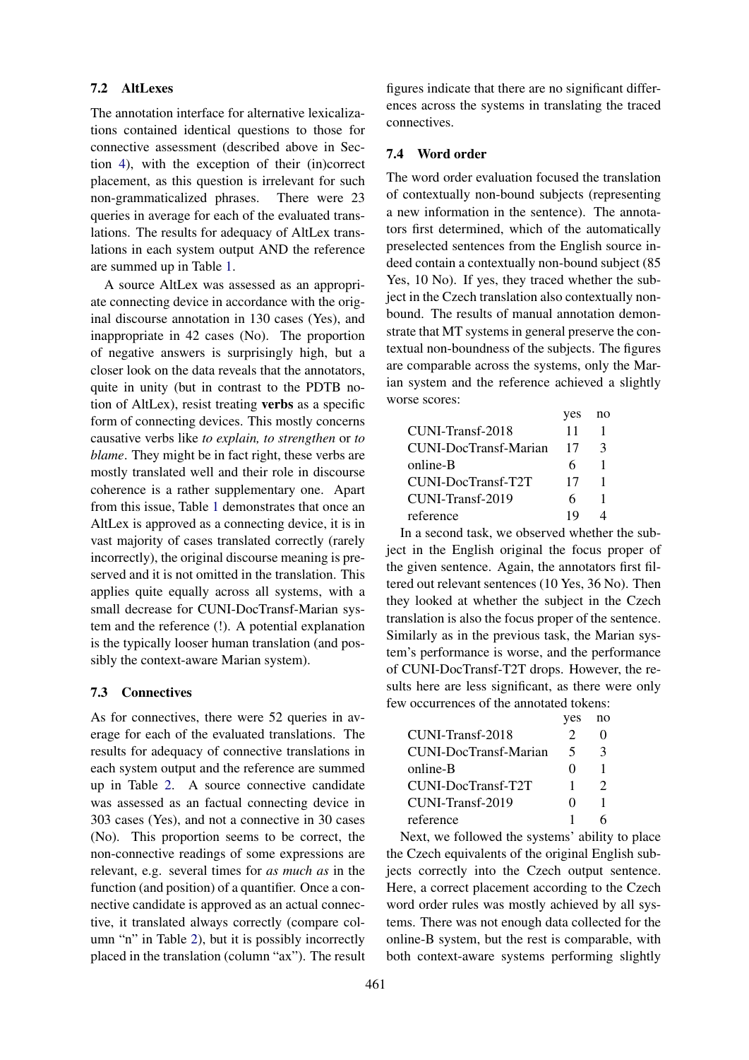### 7.2 AltLexes

The annotation interface for alternative lexicalizations contained identical questions to those for connective assessment (described above in Section 4), with the exception of their (in)correct placement, as this question is irrelevant for such non-grammaticalized phrases. There were 23 queries in average for each of the evaluated translations. The results for adequacy of AltLex translations in each system output AND the reference are summed up in Table 1.

A source AltLex was assessed as an appropriate connecting device in accordance with the original discourse annotation in 130 cases (Yes), and inappropriate in 42 cases (No). The proportion of negative answers is surprisingly high, but a closer look on the data reveals that the annotators, quite in unity (but in contrast to the PDTB notion of AltLex), resist treating **verbs** as a specific form of connecting devices. This mostly concerns causative verbs like *to explain, to strengthen* or *to blame*. They might be in fact right, these verbs are mostly translated well and their role in discourse coherence is a rather supplementary one. Apart from this issue, Table 1 demonstrates that once an AltLex is approved as a connecting device, it is in vast majority of cases translated correctly (rarely incorrectly), the original discourse meaning is preserved and it is not omitted in the translation. This applies quite equally across all systems, with a small decrease for CUNI-DocTransf-Marian system and the reference (!). A potential explanation is the typically looser human translation (and possibly the context-aware Marian system).

### 7.3 Connectives

As for connectives, there were 52 queries in average for each of the evaluated translations. The results for adequacy of connective translations in each system output and the reference are summed up in Table 2. A source connective candidate was assessed as an factual connecting device in 303 cases (Yes), and not a connective in 30 cases (No). This proportion seems to be correct, the non-connective readings of some expressions are relevant, e.g. several times for *as much as* in the function (and position) of a quantifier. Once a connective candidate is approved as an actual connective, it translated always correctly (compare column "n" in Table 2), but it is possibly incorrectly placed in the translation (column "ax"). The result figures indicate that there are no significant differences across the systems in translating the traced connectives.

### 7.4 Word order

The word order evaluation focused the translation of contextually non-bound subjects (representing a new information in the sentence). The annotators first determined, which of the automatically preselected sentences from the English source indeed contain a contextually non-bound subject (85 Yes, 10 No). If yes, they traced whether the subject in the Czech translation also contextually non-bound. The results of manual annotation demonstrate that MT systems in general preserve the contextual non-boundness of the subjects. The figures are comparable across the systems, only the Marian system and the reference achieved a slightly worse scores:

| | yes | no |
|---|---|---|
| CUNI-Transf-2018 | 11 | 1 |
| CUNI-DocTransf-Marian | 17 | 3 |
| online-B | 6 | 1 |
| CUNI-DocTransf-T2T | 17 | 1 |
| CUNI-Transf-2019 | 6 | 1 |
| reference | 19 | 4 |

In a second task, we observed whether the subject in the English original the focus proper of the given sentence. Again, the annotators first filtered out relevant sentences (10 Yes, 36 No). Then they looked at whether the subject in the Czech translation is also the focus proper of the sentence. Similarly as in the previous task, the Marian system's performance is worse, and the performance of CUNI-DocTransf-T2T drops. However, the results here are less significant, as there were only few occurrences of the annotated tokens:

| | yes | no |
|---|---|---|
| CUNI-Transf-2018 | 2 | 0 |
| CUNI-DocTransf-Marian | 5 | 3 |
| online-B | 0 | 1 |
| CUNI-DocTransf-T2T | 1 | 2 |
| CUNI-Transf-2019 | 0 | 1 |
| reference | 1 | 6 |

Next, we followed the systems' ability to place the Czech equivalents of the original English subjects correctly into the Czech output sentence. Here, a correct placement according to the Czech word order rules was mostly achieved by all systems. There was not enough data collected for the online-B system, but the rest is comparable, with both context-aware systems performing slightly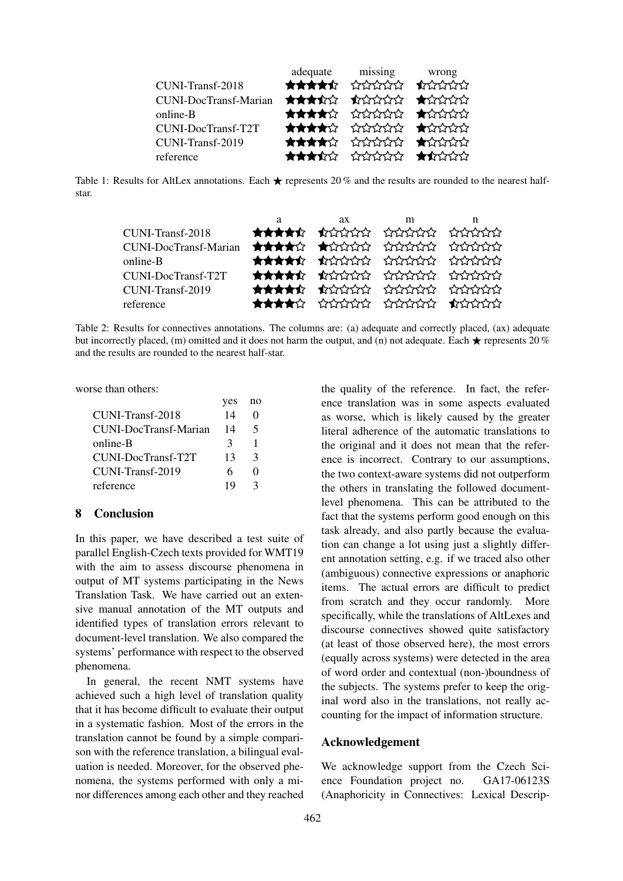| | adequate | missing | wrong |
|---|---|---|---|
| CUNI-Transf-2018 | ★★★★⯪ | ☆☆☆☆☆ | ⯪☆☆☆☆ |
| CUNI-DocTransf-Marian | ★★★⯪☆ | ⯪☆☆☆☆ | ★☆☆☆☆ |
| online-B | ★★★★☆ | ☆☆☆☆☆ | ★☆☆☆☆ |
| CUNI-DocTransf-T2T | ★★★★☆ | ☆☆☆☆☆ | ★☆☆☆☆ |
| CUNI-Transf-2019 | ★★★★☆ | ☆☆☆☆☆ | ★☆☆☆☆ |
| reference | ★★★⯪☆ | ☆☆☆☆☆ | ★⯪☆☆☆ |

Table 1: Results for AltLex annotations. Each ★ represents 20 % and the results are rounded to the nearest half-star.

| | a | ax | m | n |
|---|---|---|---|---|
| CUNI-Transf-2018 | ★★★★⯪ | ⯪☆☆☆☆ | ☆☆☆☆☆ | ☆☆☆☆☆ |
| CUNI-DocTransf-Marian | ★★★★☆ | ★☆☆☆☆ | ☆☆☆☆☆ | ☆☆☆☆☆ |
| online-B | ★★★★⯪ | ⯪☆☆☆☆ | ☆☆☆☆☆ | ☆☆☆☆☆ |
| CUNI-DocTransf-T2T | ★★★★⯪ | ⯪☆☆☆☆ | ☆☆☆☆☆ | ☆☆☆☆☆ |
| CUNI-Transf-2019 | ★★★★⯪ | ⯪☆☆☆☆ | ☆☆☆☆☆ | ☆☆☆☆☆ |
| reference | ★★★★☆ | ☆☆☆☆☆ | ☆☆☆☆☆ | ⯪☆☆☆☆ |

Table 2: Results for connectives annotations. The columns are: (a) adequate and correctly placed, (ax) adequate but incorrectly placed, (m) omitted and it does not harm the output, and (n) not adequate. Each ★ represents 20 % and the results are rounded to the nearest half-star.

worse than others:

| | yes | no |
|---|---|---|
| CUNI-Transf-2018 | 14 | 0 |
| CUNI-DocTransf-Marian | 14 | 5 |
| online-B | 3 | 1 |
| CUNI-DocTransf-T2T | 13 | 3 |
| CUNI-Transf-2019 | 6 | 0 |
| reference | 19 | 3 |

## 8 Conclusion

In this paper, we have described a test suite of parallel English-Czech texts provided for WMT19 with the aim to assess discourse phenomena in output of MT systems participating in the News Translation Task. We have carried out an extensive manual annotation of the MT outputs and identified types of translation errors relevant to document-level translation. We also compared the systems' performance with respect to the observed phenomena.

In general, the recent NMT systems have achieved such a high level of translation quality that it has become difficult to evaluate their output in a systematic fashion. Most of the errors in the translation cannot be found by a simple comparison with the reference translation, a bilingual evaluation is needed. Moreover, for the observed phenomena, the systems performed with only a minor differences among each other and they reached the quality of the reference. In fact, the reference translation was in some aspects evaluated as worse, which is likely caused by the greater literal adherence of the automatic translations to the original and it does not mean that the reference is incorrect. Contrary to our assumptions, the two context-aware systems did not outperform the others in translating the followed document-level phenomena. This can be attributed to the fact that the systems perform good enough on this task already, and also partly because the evaluation can change a lot using just a slightly different annotation setting, e.g. if we traced also other (ambiguous) connective expressions or anaphoric items. The actual errors are difficult to predict from scratch and they occur randomly. More specifically, while the translations of AltLexes and discourse connectives showed quite satisfactory (at least of those observed here), the most errors (equally across systems) were detected in the area of word order and contextual (non-)boundness of the subjects. The systems prefer to keep the original word also in the translations, not really accounting for the impact of information structure.

## Acknowledgement

We acknowledge support from the Czech Science Foundation project no. GA17-06123S (Anaphoricity in Connectives: Lexical Descrip-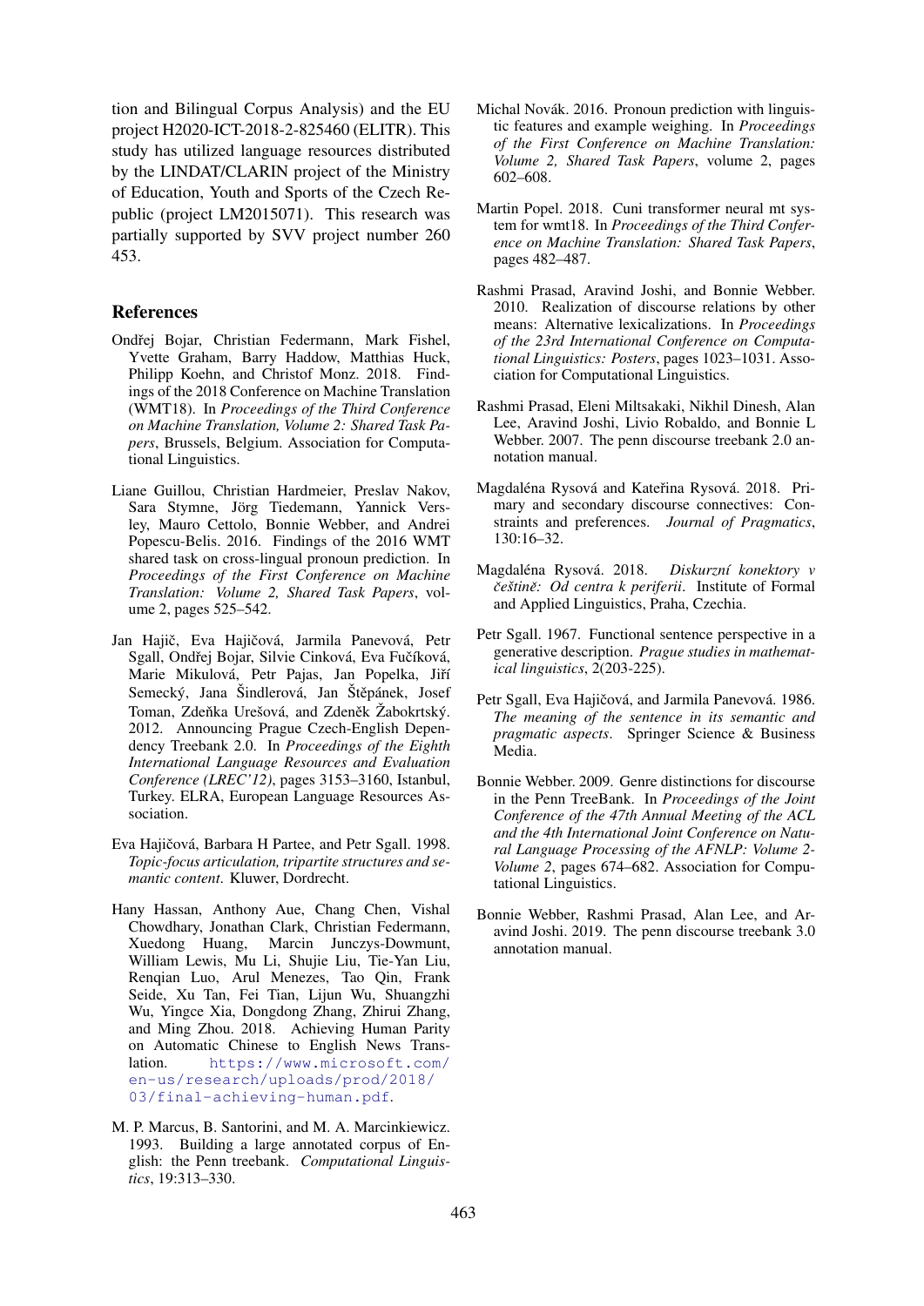tion and Bilingual Corpus Analysis) and the EU project H2020-ICT-2018-2-825460 (ELITR). This study has utilized language resources distributed by the LINDAT/CLARIN project of the Ministry of Education, Youth and Sports of the Czech Republic (project LM2015071). This research was partially supported by SVV project number 260 453.

## References

Ondřej Bojar, Christian Federmann, Mark Fishel, Yvette Graham, Barry Haddow, Matthias Huck, Philipp Koehn, and Christof Monz. 2018. Findings of the 2018 Conference on Machine Translation (WMT18). In *Proceedings of the Third Conference on Machine Translation, Volume 2: Shared Task Papers*, Brussels, Belgium. Association for Computational Linguistics.

Liane Guillou, Christian Hardmeier, Preslav Nakov, Sara Stymne, Jörg Tiedemann, Yannick Versley, Mauro Cettolo, Bonnie Webber, and Andrei Popescu-Belis. 2016. Findings of the 2016 WMT shared task on cross-lingual pronoun prediction. In *Proceedings of the First Conference on Machine Translation: Volume 2, Shared Task Papers*, volume 2, pages 525–542.

Jan Hajič, Eva Hajičová, Jarmila Panevová, Petr Sgall, Ondřej Bojar, Silvie Cinková, Eva Fučíková, Marie Mikulová, Petr Pajas, Jan Popelka, Jiří Semecký, Jana Šindlerová, Jan Štěpánek, Josef Toman, Zdeňka Urešová, and Zdeněk Žabokrtský. 2012. Announcing Prague Czech-English Dependency Treebank 2.0. In *Proceedings of the Eighth International Language Resources and Evaluation Conference (LREC'12)*, pages 3153–3160, Istanbul, Turkey. ELRA, European Language Resources Association.

Eva Hajičová, Barbara H Partee, and Petr Sgall. 1998. *Topic-focus articulation, tripartite structures and semantic content*. Kluwer, Dordrecht.

Hany Hassan, Anthony Aue, Chang Chen, Vishal Chowdhary, Jonathan Clark, Christian Federmann, Xuedong Huang, Marcin Junczys-Dowmunt, William Lewis, Mu Li, Shujie Liu, Tie-Yan Liu, Renqian Luo, Arul Menezes, Tao Qin, Frank Seide, Xu Tan, Fei Tian, Lijun Wu, Shuangzhi Wu, Yingce Xia, Dongdong Zhang, Zhirui Zhang, and Ming Zhou. 2018. Achieving Human Parity on Automatic Chinese to English News Translation. https://www.microsoft.com/en-us/research/uploads/prod/2018/03/final-achieving-human.pdf.

M. P. Marcus, B. Santorini, and M. A. Marcinkiewicz. 1993. Building a large annotated corpus of English: the Penn treebank. *Computational Linguistics*, 19:313–330.

Michal Novák. 2016. Pronoun prediction with linguistic features and example weighing. In *Proceedings of the First Conference on Machine Translation: Volume 2, Shared Task Papers*, volume 2, pages 602–608.

Martin Popel. 2018. Cuni transformer neural mt system for wmt18. In *Proceedings of the Third Conference on Machine Translation: Shared Task Papers*, pages 482–487.

Rashmi Prasad, Aravind Joshi, and Bonnie Webber. 2010. Realization of discourse relations by other means: Alternative lexicalizations. In *Proceedings of the 23rd International Conference on Computational Linguistics: Posters*, pages 1023–1031. Association for Computational Linguistics.

Rashmi Prasad, Eleni Miltsakaki, Nikhil Dinesh, Alan Lee, Aravind Joshi, Livio Robaldo, and Bonnie L Webber. 2007. The penn discourse treebank 2.0 annotation manual.

Magdaléna Rysová and Kateřina Rysová. 2018. Primary and secondary discourse connectives: Constraints and preferences. *Journal of Pragmatics*, 130:16–32.

Magdaléna Rysová. 2018. *Diskurzní konektory v češtině: Od centra k periferii*. Institute of Formal and Applied Linguistics, Praha, Czechia.

Petr Sgall. 1967. Functional sentence perspective in a generative description. *Prague studies in mathematical linguistics*, 2(203-225).

Petr Sgall, Eva Hajičová, and Jarmila Panevová. 1986. *The meaning of the sentence in its semantic and pragmatic aspects*. Springer Science & Business Media.

Bonnie Webber. 2009. Genre distinctions for discourse in the Penn TreeBank. In *Proceedings of the Joint Conference of the 47th Annual Meeting of the ACL and the 4th International Joint Conference on Natural Language Processing of the AFNLP: Volume 2-Volume 2*, pages 674–682. Association for Computational Linguistics.

Bonnie Webber, Rashmi Prasad, Alan Lee, and Aravind Joshi. 2019. The penn discourse treebank 3.0 annotation manual.